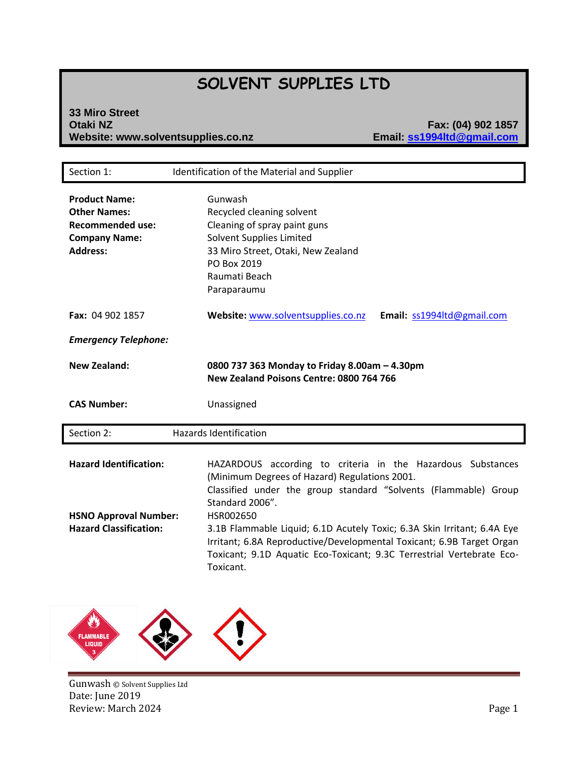# SOLVENT SUPPLIES LTD

**33 Miro Street**
**Otaki NZ**
**Website: www.solventsupplies.co.nz**

**Fax: (04) 902 1857**
**Email: ss1994ltd@gmail.com**

## Section 1: Identification of the Material and Supplier

**Product Name:** Gunwash
**Other Names:** Recycled cleaning solvent
**Recommended use:** Cleaning of spray paint guns
**Company Name:** Solvent Supplies Limited
**Address:** 33 Miro Street, Otaki, New Zealand
PO Box 2019
Raumati Beach
Paraparaumu

**Fax:** 04 902 1857 **Website:** www.solventsupplies.co.nz **Email:** ss1994ltd@gmail.com

***Emergency Telephone:***

**New Zealand:** **0800 737 363 Monday to Friday 8.00am – 4.30pm**
**New Zealand Poisons Centre: 0800 764 766**

**CAS Number:** Unassigned

## Section 2: Hazards Identification

**Hazard Identification:** HAZARDOUS according to criteria in the Hazardous Substances (Minimum Degrees of Hazard) Regulations 2001.
Classified under the group standard "Solvents (Flammable) Group Standard 2006".

**HSNO Approval Number:** HSR002650

**Hazard Classification:** 3.1B Flammable Liquid; 6.1D Acutely Toxic; 6.3A Skin Irritant; 6.4A Eye Irritant; 6.8A Reproductive/Developmental Toxicant; 6.9B Target Organ Toxicant; 9.1D Aquatic Eco-Toxicant; 9.3C Terrestrial Vertebrate Eco-Toxicant.

FLAMMABLE LIQUID 3

Gunwash © Solvent Supplies Ltd
Date: June 2019
Review: March 2024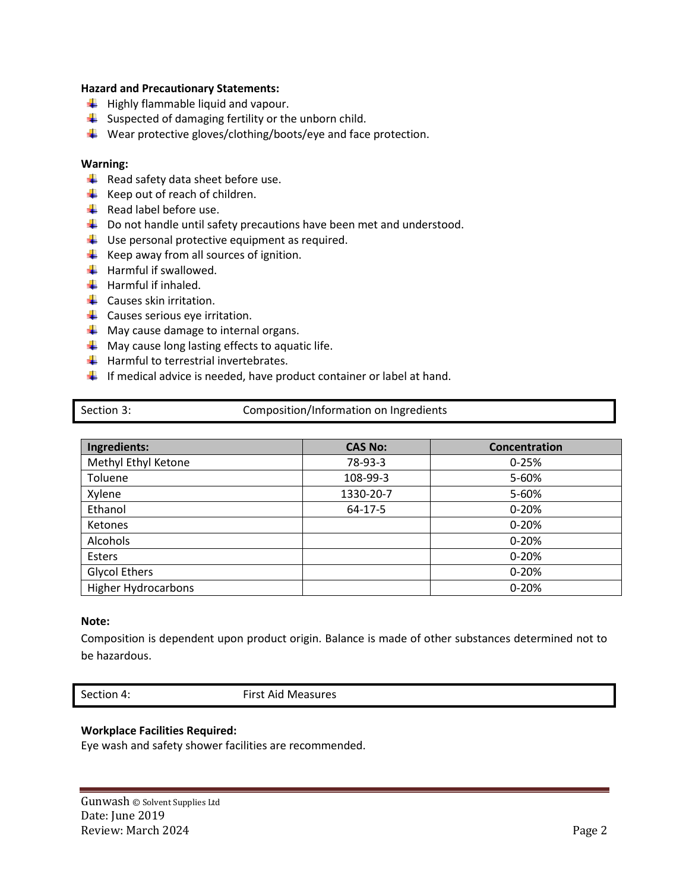**Hazard and Precautionary Statements:**

- Highly flammable liquid and vapour.
- Suspected of damaging fertility or the unborn child.
- Wear protective gloves/clothing/boots/eye and face protection.

**Warning:**

- Read safety data sheet before use.
- Keep out of reach of children.
- Read label before use.
- Do not handle until safety precautions have been met and understood.
- Use personal protective equipment as required.
- Keep away from all sources of ignition.
- Harmful if swallowed.
- Harmful if inhaled.
- Causes skin irritation.
- Causes serious eye irritation.
- May cause damage to internal organs.
- May cause long lasting effects to aquatic life.
- Harmful to terrestrial invertebrates.
- If medical advice is needed, have product container or label at hand.

## Section 3: Composition/Information on Ingredients

| Ingredients: | CAS No: | Concentration |
|---|---|---|
| Methyl Ethyl Ketone | 78-93-3 | 0-25% |
| Toluene | 108-99-3 | 5-60% |
| Xylene | 1330-20-7 | 5-60% |
| Ethanol | 64-17-5 | 0-20% |
| Ketones | | 0-20% |
| Alcohols | | 0-20% |
| Esters | | 0-20% |
| Glycol Ethers | | 0-20% |
| Higher Hydrocarbons | | 0-20% |

**Note:**

Composition is dependent upon product origin. Balance is made of other substances determined not to be hazardous.

## Section 4: First Aid Measures

**Workplace Facilities Required:**

Eye wash and safety shower facilities are recommended.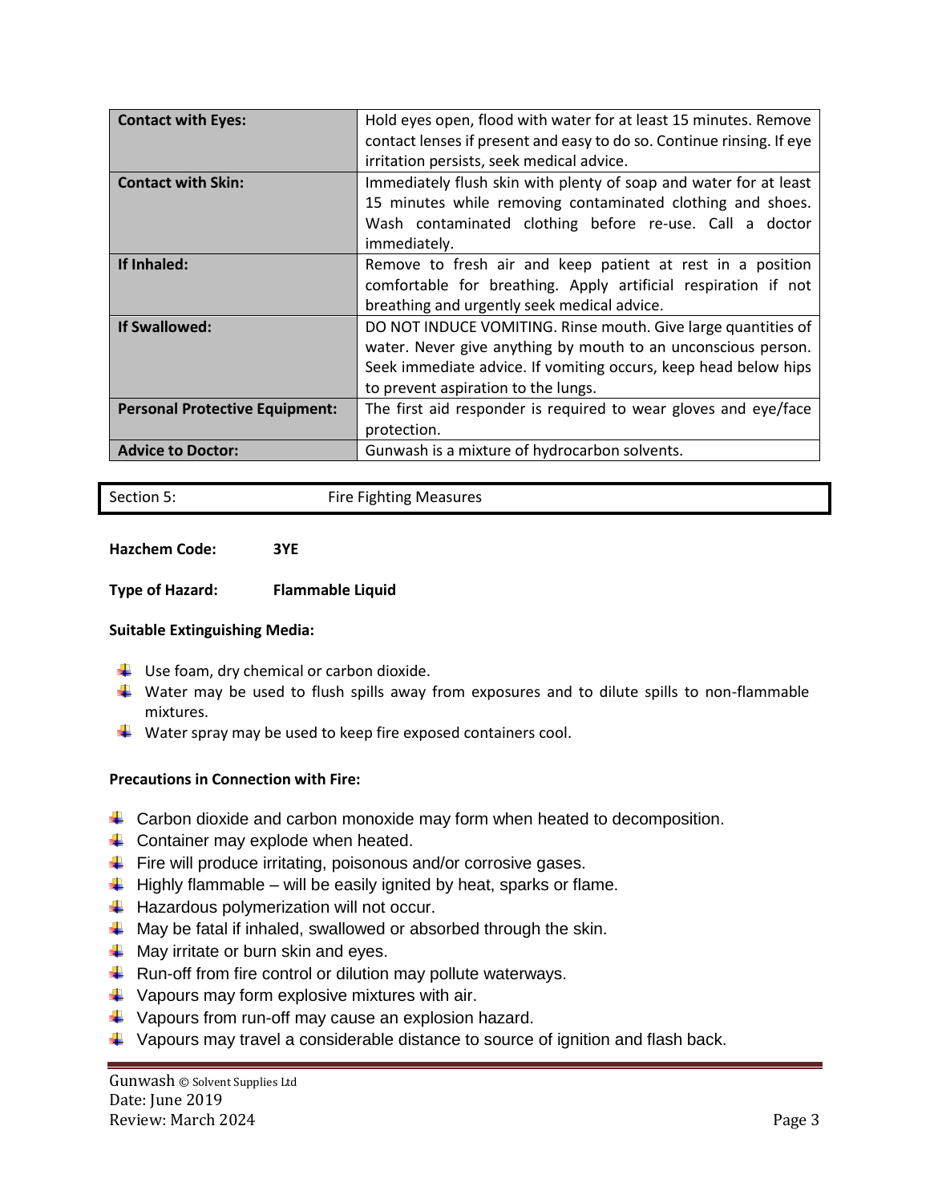| | |
|---|---|
| **Contact with Eyes:** | Hold eyes open, flood with water for at least 15 minutes. Remove contact lenses if present and easy to do so. Continue rinsing. If eye irritation persists, seek medical advice. |
| **Contact with Skin:** | Immediately flush skin with plenty of soap and water for at least 15 minutes while removing contaminated clothing and shoes. Wash contaminated clothing before re-use. Call a doctor immediately. |
| **If Inhaled:** | Remove to fresh air and keep patient at rest in a position comfortable for breathing. Apply artificial respiration if not breathing and urgently seek medical advice. |
| **If Swallowed:** | DO NOT INDUCE VOMITING. Rinse mouth. Give large quantities of water. Never give anything by mouth to an unconscious person. Seek immediate advice. If vomiting occurs, keep head below hips to prevent aspiration to the lungs. |
| **Personal Protective Equipment:** | The first aid responder is required to wear gloves and eye/face protection. |
| **Advice to Doctor:** | Gunwash is a mixture of hydrocarbon solvents. |

## Section 5: Fire Fighting Measures

**Hazchem Code:** **3YE**

**Type of Hazard:** **Flammable Liquid**

**Suitable Extinguishing Media:**

- Use foam, dry chemical or carbon dioxide.
- Water may be used to flush spills away from exposures and to dilute spills to non-flammable mixtures.
- Water spray may be used to keep fire exposed containers cool.

**Precautions in Connection with Fire:**

- Carbon dioxide and carbon monoxide may form when heated to decomposition.
- Container may explode when heated.
- Fire will produce irritating, poisonous and/or corrosive gases.
- Highly flammable – will be easily ignited by heat, sparks or flame.
- Hazardous polymerization will not occur.
- May be fatal if inhaled, swallowed or absorbed through the skin.
- May irritate or burn skin and eyes.
- Run-off from fire control or dilution may pollute waterways.
- Vapours may form explosive mixtures with air.
- Vapours from run-off may cause an explosion hazard.
- Vapours may travel a considerable distance to source of ignition and flash back.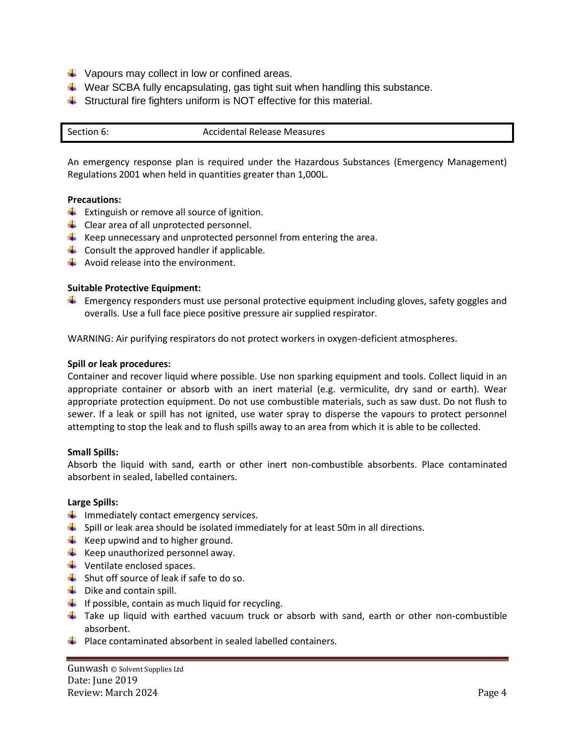- Vapours may collect in low or confined areas.
- Wear SCBA fully encapsulating, gas tight suit when handling this substance.
- Structural fire fighters uniform is NOT effective for this material.

## Section 6: Accidental Release Measures

An emergency response plan is required under the Hazardous Substances (Emergency Management) Regulations 2001 when held in quantities greater than 1,000L.

**Precautions:**

- Extinguish or remove all source of ignition.
- Clear area of all unprotected personnel.
- Keep unnecessary and unprotected personnel from entering the area.
- Consult the approved handler if applicable.
- Avoid release into the environment.

**Suitable Protective Equipment:**

- Emergency responders must use personal protective equipment including gloves, safety goggles and overalls. Use a full face piece positive pressure air supplied respirator.

WARNING: Air purifying respirators do not protect workers in oxygen-deficient atmospheres.

**Spill or leak procedures:**

Container and recover liquid where possible. Use non sparking equipment and tools. Collect liquid in an appropriate container or absorb with an inert material (e.g. vermiculite, dry sand or earth). Wear appropriate protection equipment. Do not use combustible materials, such as saw dust. Do not flush to sewer. If a leak or spill has not ignited, use water spray to disperse the vapours to protect personnel attempting to stop the leak and to flush spills away to an area from which it is able to be collected.

**Small Spills:**

Absorb the liquid with sand, earth or other inert non-combustible absorbents. Place contaminated absorbent in sealed, labelled containers.

**Large Spills:**

- Immediately contact emergency services.
- Spill or leak area should be isolated immediately for at least 50m in all directions.
- Keep upwind and to higher ground.
- Keep unauthorized personnel away.
- Ventilate enclosed spaces.
- Shut off source of leak if safe to do so.
- Dike and contain spill.
- If possible, contain as much liquid for recycling.
- Take up liquid with earthed vacuum truck or absorb with sand, earth or other non-combustible absorbent.
- Place contaminated absorbent in sealed labelled containers.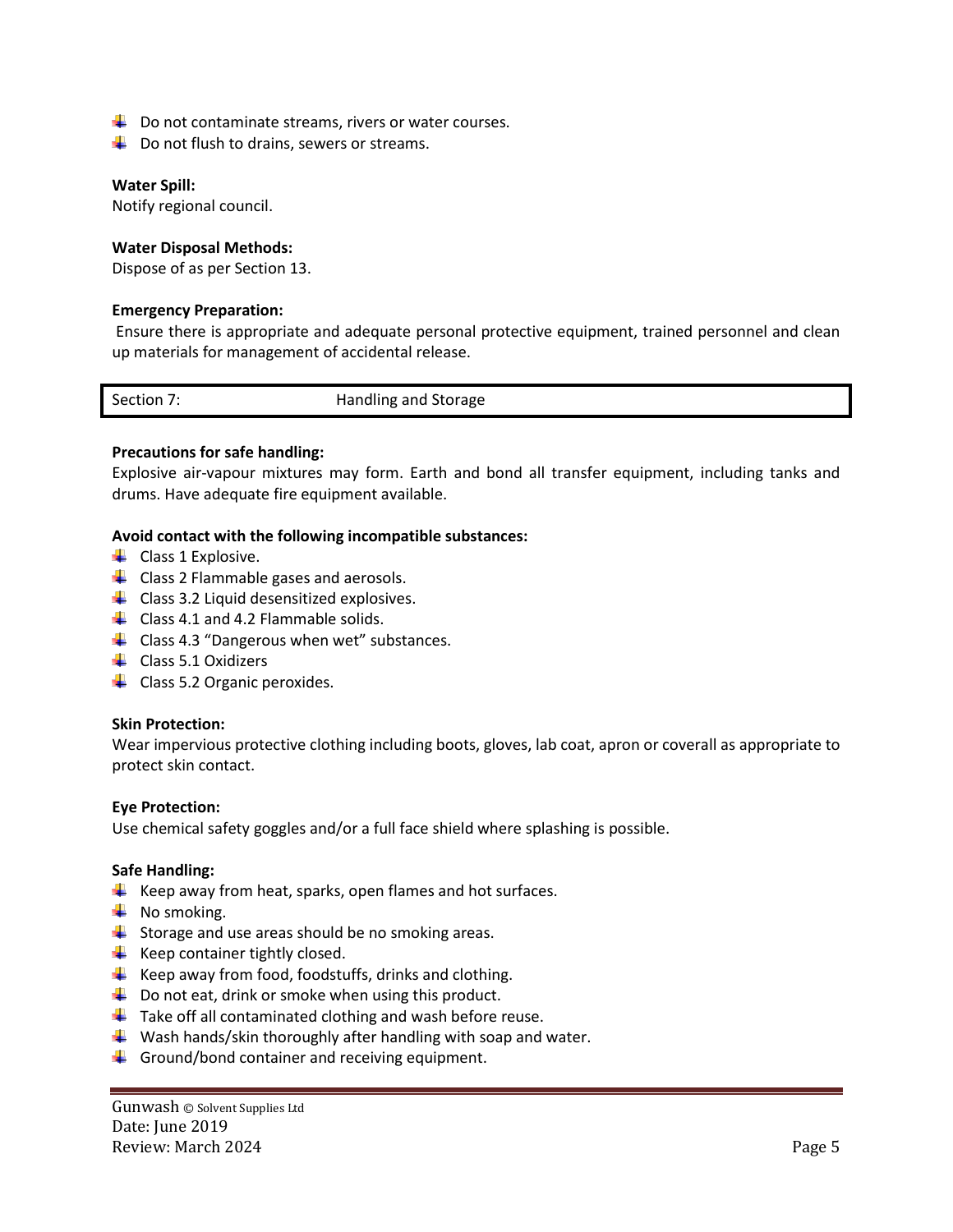- Do not contaminate streams, rivers or water courses.
- Do not flush to drains, sewers or streams.

**Water Spill:**
Notify regional council.

**Water Disposal Methods:**
Dispose of as per Section 13.

**Emergency Preparation:**
Ensure there is appropriate and adequate personal protective equipment, trained personnel and clean up materials for management of accidental release.

| Section 7: | Handling and Storage |
|---|---|

**Precautions for safe handling:**
Explosive air-vapour mixtures may form. Earth and bond all transfer equipment, including tanks and drums. Have adequate fire equipment available.

**Avoid contact with the following incompatible substances:**
- Class 1 Explosive.
- Class 2 Flammable gases and aerosols.
- Class 3.2 Liquid desensitized explosives.
- Class 4.1 and 4.2 Flammable solids.
- Class 4.3 "Dangerous when wet" substances.
- Class 5.1 Oxidizers
- Class 5.2 Organic peroxides.

**Skin Protection:**
Wear impervious protective clothing including boots, gloves, lab coat, apron or coverall as appropriate to protect skin contact.

**Eye Protection:**
Use chemical safety goggles and/or a full face shield where splashing is possible.

**Safe Handling:**
- Keep away from heat, sparks, open flames and hot surfaces.
- No smoking.
- Storage and use areas should be no smoking areas.
- Keep container tightly closed.
- Keep away from food, foodstuffs, drinks and clothing.
- Do not eat, drink or smoke when using this product.
- Take off all contaminated clothing and wash before reuse.
- Wash hands/skin thoroughly after handling with soap and water.
- Ground/bond container and receiving equipment.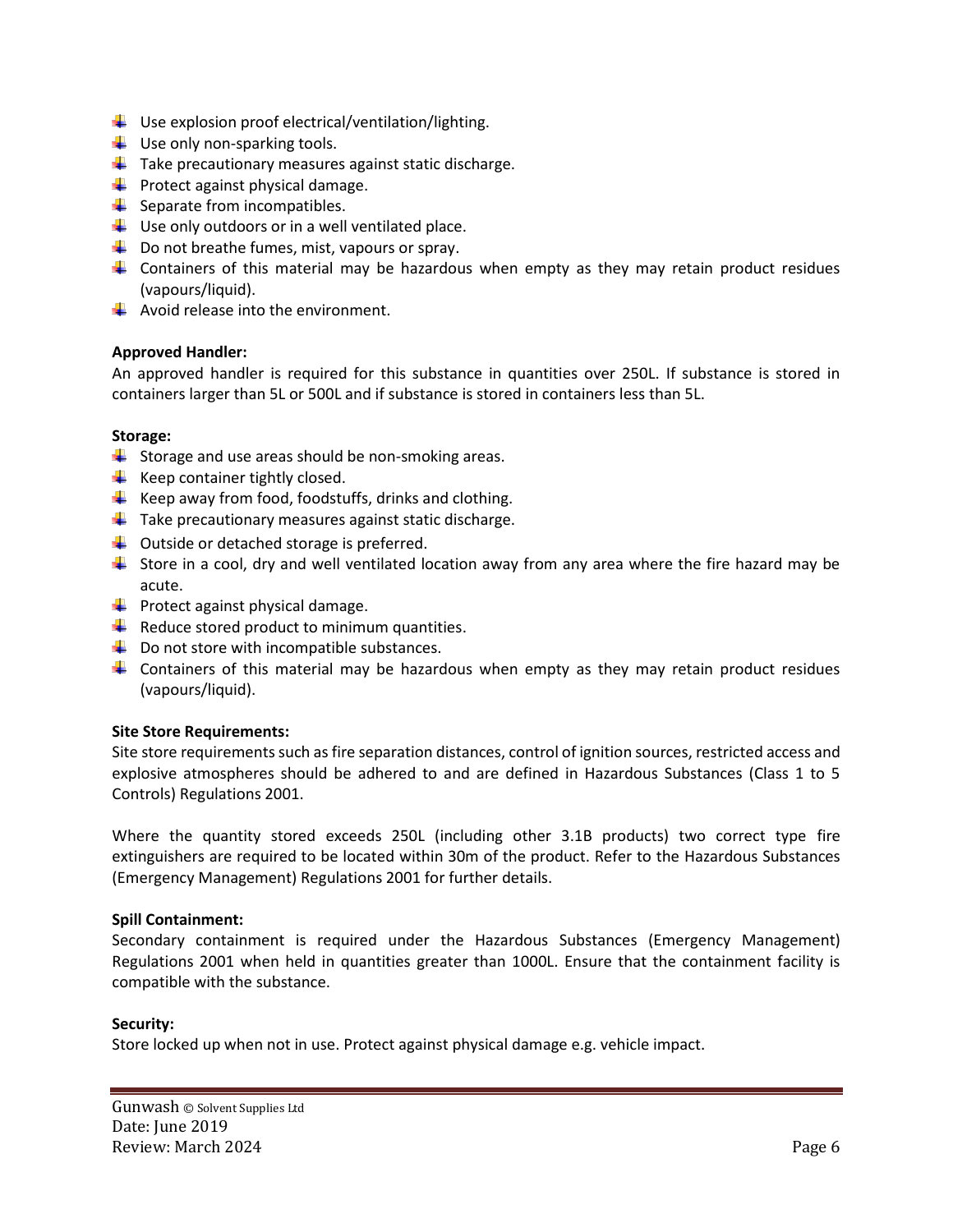- Use explosion proof electrical/ventilation/lighting.
- Use only non-sparking tools.
- Take precautionary measures against static discharge.
- Protect against physical damage.
- Separate from incompatibles.
- Use only outdoors or in a well ventilated place.
- Do not breathe fumes, mist, vapours or spray.
- Containers of this material may be hazardous when empty as they may retain product residues (vapours/liquid).
- Avoid release into the environment.

**Approved Handler:**

An approved handler is required for this substance in quantities over 250L. If substance is stored in containers larger than 5L or 500L and if substance is stored in containers less than 5L.

**Storage:**

- Storage and use areas should be non-smoking areas.
- Keep container tightly closed.
- Keep away from food, foodstuffs, drinks and clothing.
- Take precautionary measures against static discharge.
- Outside or detached storage is preferred.
- Store in a cool, dry and well ventilated location away from any area where the fire hazard may be acute.
- Protect against physical damage.
- Reduce stored product to minimum quantities.
- Do not store with incompatible substances.
- Containers of this material may be hazardous when empty as they may retain product residues (vapours/liquid).

**Site Store Requirements:**

Site store requirements such as fire separation distances, control of ignition sources, restricted access and explosive atmospheres should be adhered to and are defined in Hazardous Substances (Class 1 to 5 Controls) Regulations 2001.

Where the quantity stored exceeds 250L (including other 3.1B products) two correct type fire extinguishers are required to be located within 30m of the product. Refer to the Hazardous Substances (Emergency Management) Regulations 2001 for further details.

**Spill Containment:**

Secondary containment is required under the Hazardous Substances (Emergency Management) Regulations 2001 when held in quantities greater than 1000L. Ensure that the containment facility is compatible with the substance.

**Security:**

Store locked up when not in use. Protect against physical damage e.g. vehicle impact.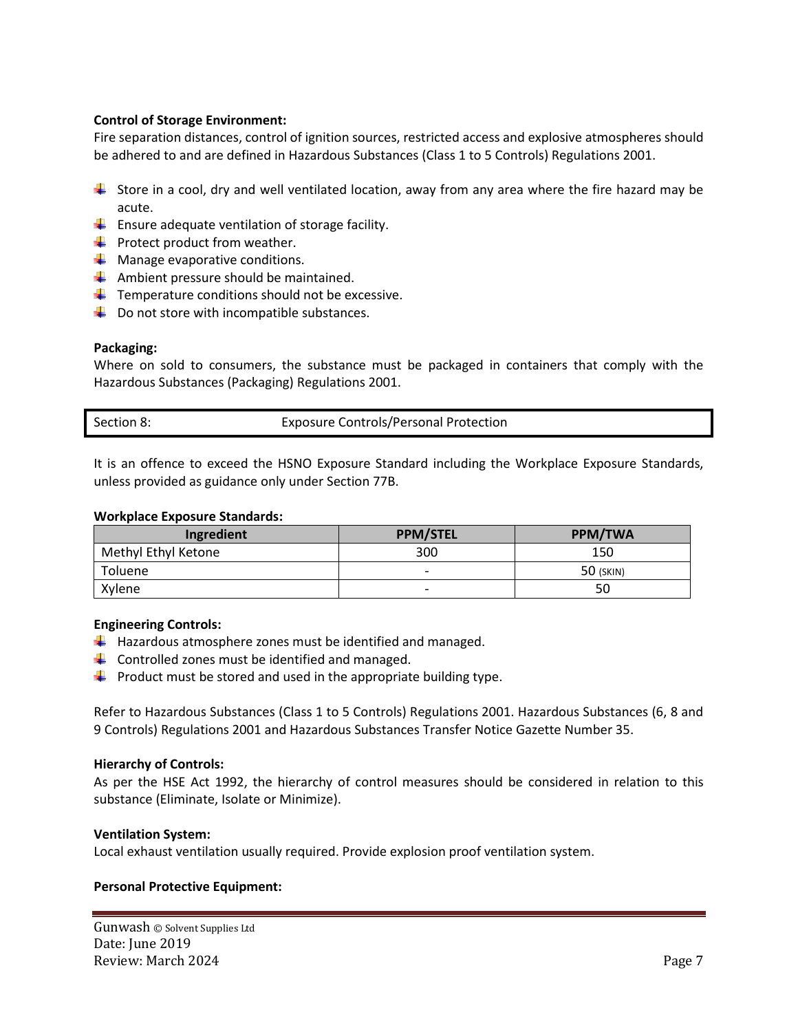**Control of Storage Environment:**
Fire separation distances, control of ignition sources, restricted access and explosive atmospheres should be adhered to and are defined in Hazardous Substances (Class 1 to 5 Controls) Regulations 2001.

- Store in a cool, dry and well ventilated location, away from any area where the fire hazard may be acute.
- Ensure adequate ventilation of storage facility.
- Protect product from weather.
- Manage evaporative conditions.
- Ambient pressure should be maintained.
- Temperature conditions should not be excessive.
- Do not store with incompatible substances.

**Packaging:**
Where on sold to consumers, the substance must be packaged in containers that comply with the Hazardous Substances (Packaging) Regulations 2001.

## Section 8: Exposure Controls/Personal Protection

It is an offence to exceed the HSNO Exposure Standard including the Workplace Exposure Standards, unless provided as guidance only under Section 77B.

**Workplace Exposure Standards:**

| Ingredient | PPM/STEL | PPM/TWA |
| --- | --- | --- |
| Methyl Ethyl Ketone | 300 | 150 |
| Toluene | - | 50 (SKIN) |
| Xylene | - | 50 |

**Engineering Controls:**
- Hazardous atmosphere zones must be identified and managed.
- Controlled zones must be identified and managed.
- Product must be stored and used in the appropriate building type.

Refer to Hazardous Substances (Class 1 to 5 Controls) Regulations 2001. Hazardous Substances (6, 8 and 9 Controls) Regulations 2001 and Hazardous Substances Transfer Notice Gazette Number 35.

**Hierarchy of Controls:**
As per the HSE Act 1992, the hierarchy of control measures should be considered in relation to this substance (Eliminate, Isolate or Minimize).

**Ventilation System:**
Local exhaust ventilation usually required. Provide explosion proof ventilation system.

**Personal Protective Equipment:**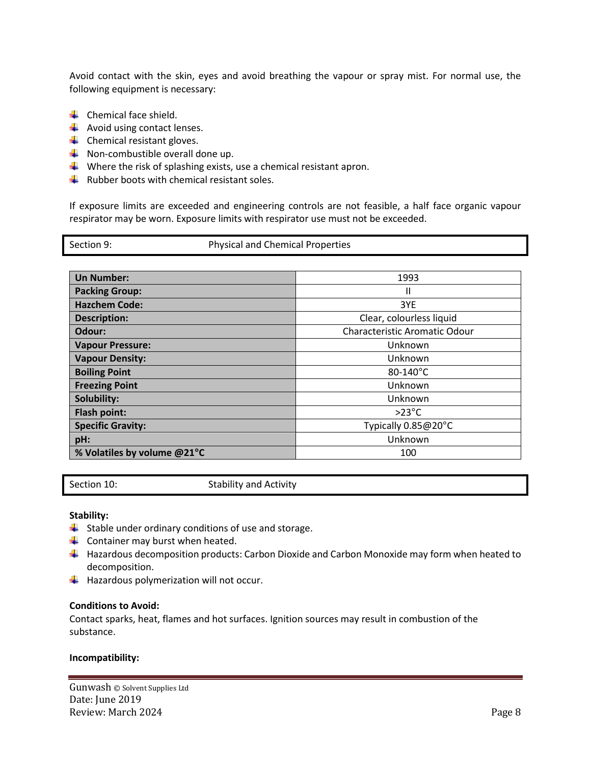Avoid contact with the skin, eyes and avoid breathing the vapour or spray mist. For normal use, the following equipment is necessary:

- Chemical face shield.
- Avoid using contact lenses.
- Chemical resistant gloves.
- Non-combustible overall done up.
- Where the risk of splashing exists, use a chemical resistant apron.
- Rubber boots with chemical resistant soles.

If exposure limits are exceeded and engineering controls are not feasible, a half face organic vapour respirator may be worn. Exposure limits with respirator use must not be exceeded.

## Section 9: Physical and Chemical Properties

| | |
|---|---|
| **Un Number:** | 1993 |
| **Packing Group:** | II |
| **Hazchem Code:** | 3YE |
| **Description:** | Clear, colourless liquid |
| **Odour:** | Characteristic Aromatic Odour |
| **Vapour Pressure:** | Unknown |
| **Vapour Density:** | Unknown |
| **Boiling Point** | 80-140°C |
| **Freezing Point** | Unknown |
| **Solubility:** | Unknown |
| **Flash point:** | >23°C |
| **Specific Gravity:** | Typically 0.85@20°C |
| **pH:** | Unknown |
| **% Volatiles by volume @21°C** | 100 |

## Section 10: Stability and Activity

**Stability:**

- Stable under ordinary conditions of use and storage.
- Container may burst when heated.
- Hazardous decomposition products: Carbon Dioxide and Carbon Monoxide may form when heated to decomposition.
- Hazardous polymerization will not occur.

**Conditions to Avoid:**

Contact sparks, heat, flames and hot surfaces. Ignition sources may result in combustion of the substance.

**Incompatibility:**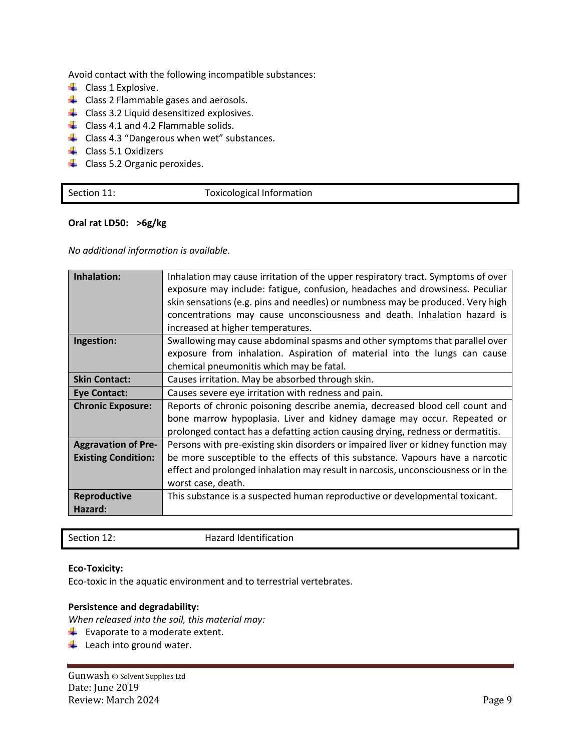Avoid contact with the following incompatible substances:

- Class 1 Explosive.
- Class 2 Flammable gases and aerosols.
- Class 3.2 Liquid desensitized explosives.
- Class 4.1 and 4.2 Flammable solids.
- Class 4.3 "Dangerous when wet" substances.
- Class 5.1 Oxidizers
- Class 5.2 Organic peroxides.

## Section 11: Toxicological Information

**Oral rat LD50: >6g/kg**

*No additional information is available.*

| | |
|---|---|
| **Inhalation:** | Inhalation may cause irritation of the upper respiratory tract. Symptoms of over exposure may include: fatigue, confusion, headaches and drowsiness. Peculiar skin sensations (e.g. pins and needles) or numbness may be produced. Very high concentrations may cause unconsciousness and death. Inhalation hazard is increased at higher temperatures. |
| **Ingestion:** | Swallowing may cause abdominal spasms and other symptoms that parallel over exposure from inhalation. Aspiration of material into the lungs can cause chemical pneumonitis which may be fatal. |
| **Skin Contact:** | Causes irritation. May be absorbed through skin. |
| **Eye Contact:** | Causes severe eye irritation with redness and pain. |
| **Chronic Exposure:** | Reports of chronic poisoning describe anemia, decreased blood cell count and bone marrow hypoplasia. Liver and kidney damage may occur. Repeated or prolonged contact has a defatting action causing drying, redness or dermatitis. |
| **Aggravation of Pre-Existing Condition:** | Persons with pre-existing skin disorders or impaired liver or kidney function may be more susceptible to the effects of this substance. Vapours have a narcotic effect and prolonged inhalation may result in narcosis, unconsciousness or in the worst case, death. |
| **Reproductive Hazard:** | This substance is a suspected human reproductive or developmental toxicant. |

## Section 12: Hazard Identification

**Eco-Toxicity:**

Eco-toxic in the aquatic environment and to terrestrial vertebrates.

**Persistence and degradability:**

*When released into the soil, this material may:*

- Evaporate to a moderate extent.
- Leach into ground water.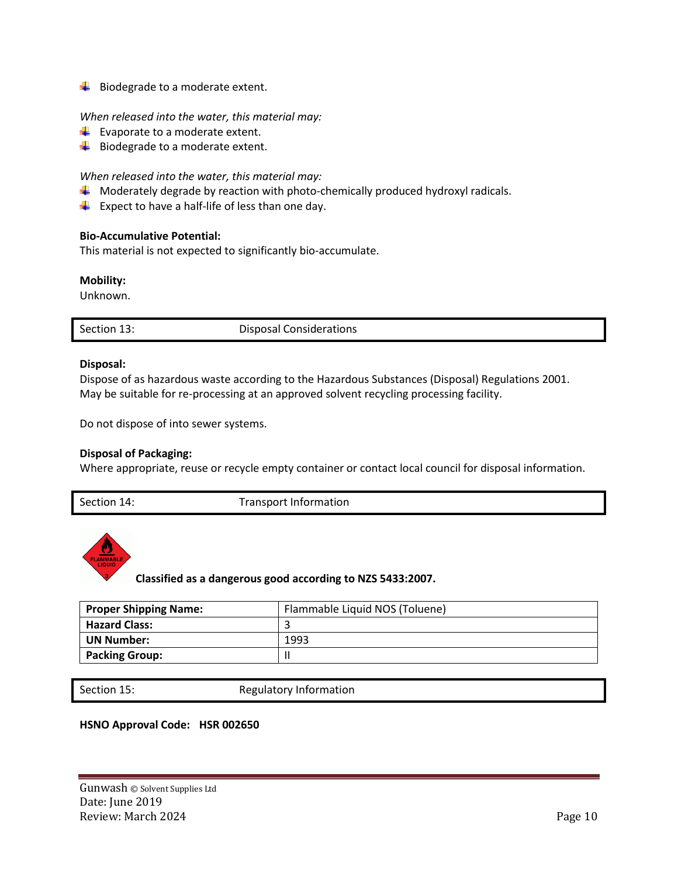- Biodegrade to a moderate extent.

*When released into the water, this material may:*

- Evaporate to a moderate extent.
- Biodegrade to a moderate extent.

*When released into the water, this material may:*

- Moderately degrade by reaction with photo-chemically produced hydroxyl radicals.
- Expect to have a half-life of less than one day.

**Bio-Accumulative Potential:**
This material is not expected to significantly bio-accumulate.

**Mobility:**
Unknown.

## Section 13: Disposal Considerations

**Disposal:**
Dispose of as hazardous waste according to the Hazardous Substances (Disposal) Regulations 2001. May be suitable for re-processing at an approved solvent recycling processing facility.

Do not dispose of into sewer systems.

**Disposal of Packaging:**
Where appropriate, reuse or recycle empty container or contact local council for disposal information.

## Section 14: Transport Information

**Classified as a dangerous good according to NZS 5433:2007.**

| **Proper Shipping Name:** | Flammable Liquid NOS (Toluene) |
| --- | --- |
| **Hazard Class:** | 3 |
| **UN Number:** | 1993 |
| **Packing Group:** | II |

## Section 15: Regulatory Information

**HSNO Approval Code: HSR 002650**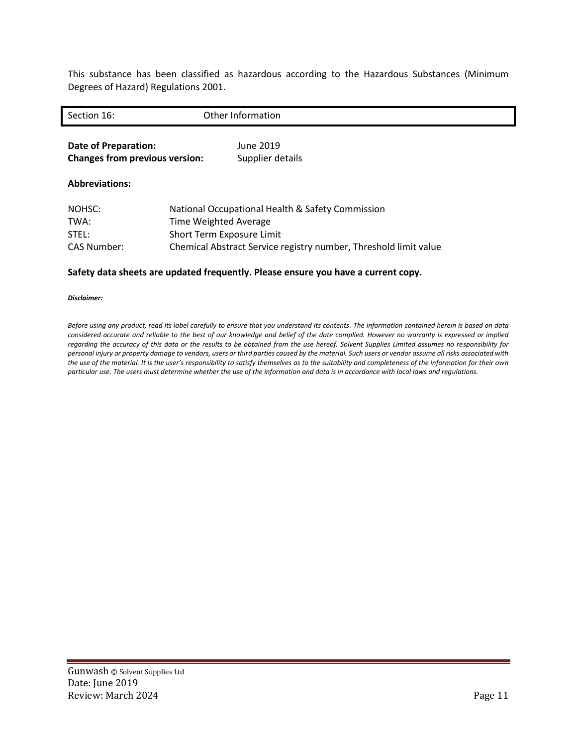This substance has been classified as hazardous according to the Hazardous Substances (Minimum Degrees of Hazard) Regulations 2001.

## Section 16: Other Information

**Date of Preparation:** June 2019
**Changes from previous version:** Supplier details

**Abbreviations:**

| | |
|---|---|
| NOHSC: | National Occupational Health & Safety Commission |
| TWA: | Time Weighted Average |
| STEL: | Short Term Exposure Limit |
| CAS Number: | Chemical Abstract Service registry number, Threshold limit value |

**Safety data sheets are updated frequently. Please ensure you have a current copy.**

***Disclaimer:***

*Before using any product, read its label carefully to ensure that you understand its contents. The information contained herein is based on data considered accurate and reliable to the best of our knowledge and belief of the date complied. However no warranty is expressed or implied regarding the accuracy of this data or the results to be obtained from the use hereof. Solvent Supplies Limited assumes no responsibility for personal injury or property damage to vendors, users or third parties caused by the material. Such users or vendor assume all risks associated with the use of the material. It is the user's responsibility to satisfy themselves as to the suitability and completeness of the information for their own particular use. The users must determine whether the use of the information and data is in accordance with local laws and regulations.*